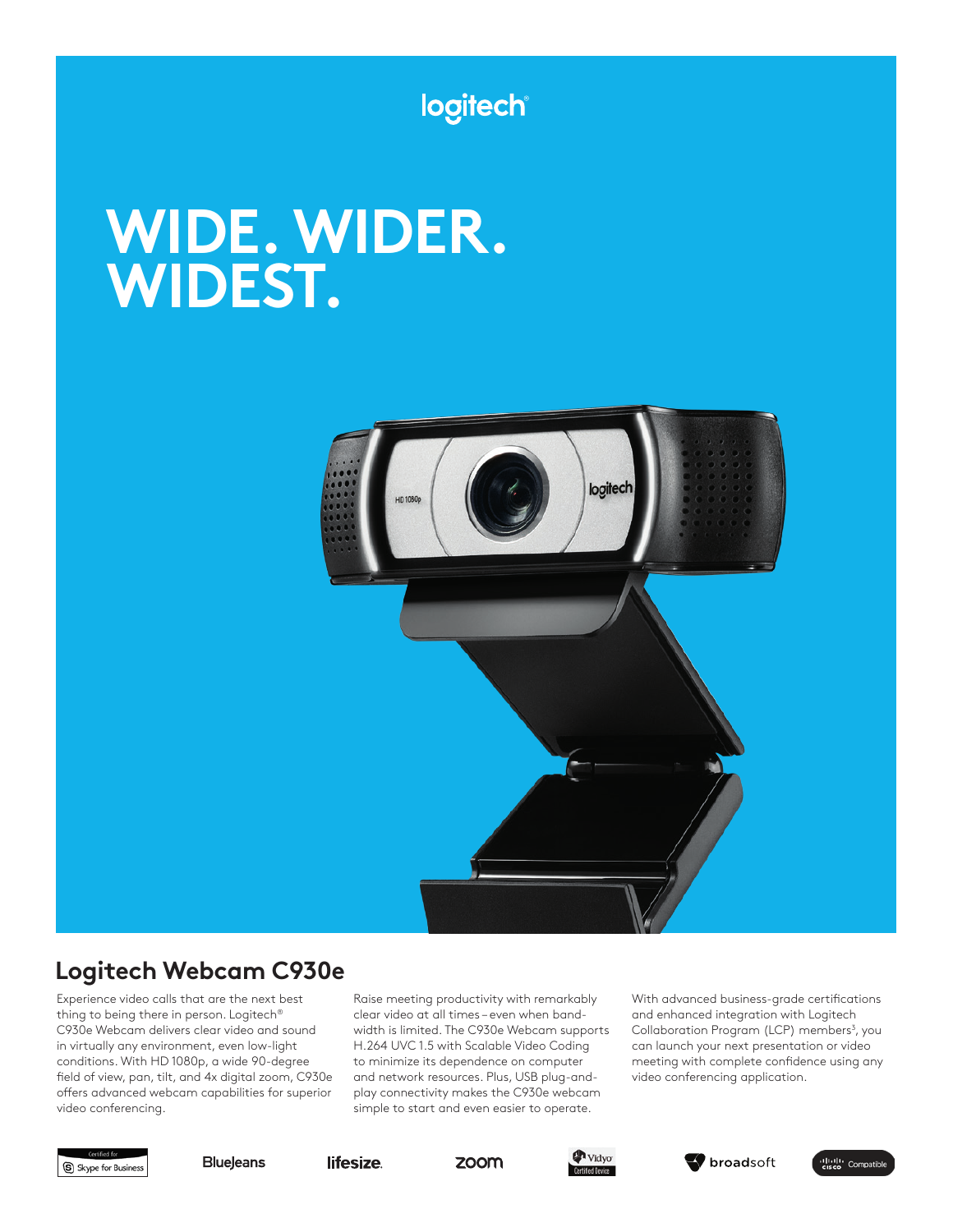logitech

# WIDE. WIDER. WIDEST.

## Logitech Webcam C930e

Experience video calls that are the next best thing to being there in person. Logitech® C930e Webcam delivers clear video and sound in virtually any environment, even low-light conditions. With HD 1080p, a wide 90-degree field of view, pan, tilt, and 4x digital zoom, C930e offers advanced webcam capabilities for superior video conferencing.

Raise meeting productivity with remarkably clear video at all times – even when bandwidth is limited. The C930e Webcam supports H.264 UVC 1.5 with Scalable Video Coding to minimize its dependence on computer and network resources. Plus, USB plug-and-play connectivity makes the C930e webcam simple to start and even easier to operate.

With advanced business-grade certifications and enhanced integration with Logitech Collaboration Program (LCP) members[3], you can launch your next presentation or video meeting with complete confidence using any video conferencing application.

Certified for Skype for Business | BlueJeans | lifesize | zoom | Vidyo Certified Device | broadsoft | Cisco Compatible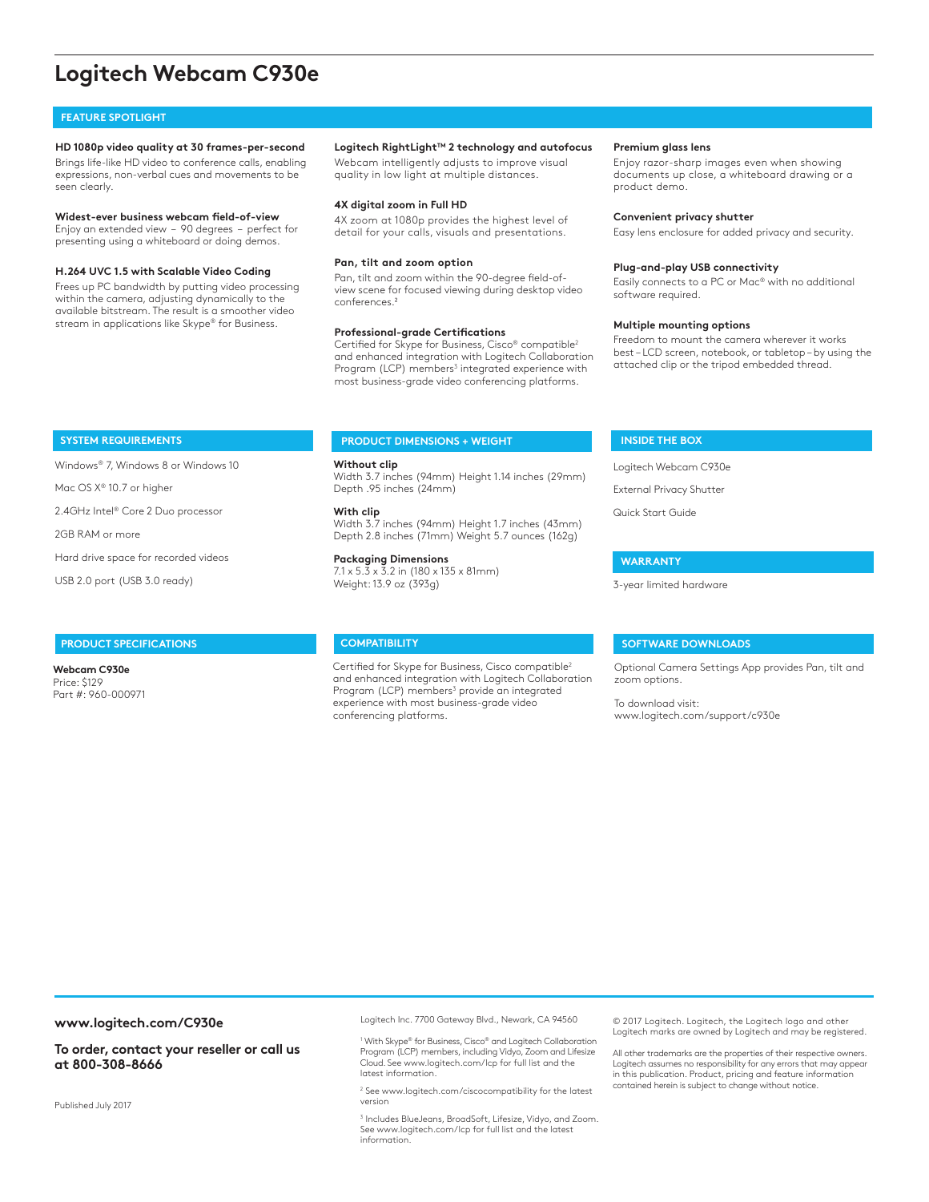# Logitech Webcam C930e

## FEATURE SPOTLIGHT

**HD 1080p video quality at 30 frames-per-second**
Brings life-like HD video to conference calls, enabling expressions, non-verbal cues and movements to be seen clearly.

**Widest-ever business webcam field-of-view**
Enjoy an extended view – 90 degrees – perfect for presenting using a whiteboard or doing demos.

**H.264 UVC 1.5 with Scalable Video Coding**
Frees up PC bandwidth by putting video processing within the camera, adjusting dynamically to the available bitstream. The result is a smoother video stream in applications like Skype® for Business.

**Logitech RightLight™ 2 technology and autofocus**
Webcam intelligently adjusts to improve visual quality in low light at multiple distances.

**4X digital zoom in Full HD**
4X zoom at 1080p provides the highest level of detail for your calls, visuals and presentations.

**Pan, tilt and zoom option**
Pan, tilt and zoom within the 90-degree field-of-view scene for focused viewing during desktop video conferences.[2]

**Professional-grade Certifications**
Certified for Skype for Business, Cisco® compatible[2] and enhanced integration with Logitech Collaboration Program (LCP) members[3] integrated experience with most business-grade video conferencing platforms.

**Premium glass lens**
Enjoy razor-sharp images even when showing documents up close, a whiteboard drawing or a product demo.

**Convenient privacy shutter**
Easy lens enclosure for added privacy and security.

**Plug-and-play USB connectivity**
Easily connects to a PC or Mac® with no additional software required.

**Multiple mounting options**
Freedom to mount the camera wherever it works best – LCD screen, notebook, or tabletop – by using the attached clip or the tripod embedded thread.

## SYSTEM REQUIREMENTS

Windows® 7, Windows 8 or Windows 10

Mac OS X® 10.7 or higher

2.4GHz Intel® Core 2 Duo processor

2GB RAM or more

Hard drive space for recorded videos

USB 2.0 port (USB 3.0 ready)

## PRODUCT DIMENSIONS + WEIGHT

**Without clip**
Width 3.7 inches (94mm) Height 1.14 inches (29mm)
Depth .95 inches (24mm)

**With clip**
Width 3.7 inches (94mm) Height 1.7 inches (43mm)
Depth 2.8 inches (71mm) Weight 5.7 ounces (162g)

**Packaging Dimensions**
7.1 x 5.3 x 3.2 in (180 x 135 x 81mm)
Weight: 13.9 oz (393g)

## INSIDE THE BOX

Logitech Webcam C930e

External Privacy Shutter

Quick Start Guide

## WARRANTY

3-year limited hardware

## PRODUCT SPECIFICATIONS

**Webcam C930e**
Price: $129
Part #: 960-000971

## COMPATIBILITY

Certified for Skype for Business, Cisco compatible[2] and enhanced integration with Logitech Collaboration Program (LCP) members[3] provide an integrated experience with most business-grade video conferencing platforms.

## SOFTWARE DOWNLOADS

Optional Camera Settings App provides Pan, tilt and zoom options.

To download visit:
www.logitech.com/support/c930e

**www.logitech.com/C930e**

**To order, contact your reseller or call us at 800-308-8666**

Published July 2017

Logitech Inc. 7700 Gateway Blvd., Newark, CA 94560

[1] With Skype® for Business, Cisco® and Logitech Collaboration Program (LCP) members, including Vidyo, Zoom and Lifesize Cloud. See www.logitech.com/lcp for full list and the latest information.

[2] See www.logitech.com/ciscocompatibility for the latest version

[3] Includes BlueJeans, BroadSoft, Lifesize, Vidyo, and Zoom. See www.logitech.com/lcp for full list and the latest information.

© 2017 Logitech. Logitech, the Logitech logo and other Logitech marks are owned by Logitech and may be registered.

All other trademarks are the properties of their respective owners. Logitech assumes no responsibility for any errors that may appear in this publication. Product, pricing and feature information contained herein is subject to change without notice.